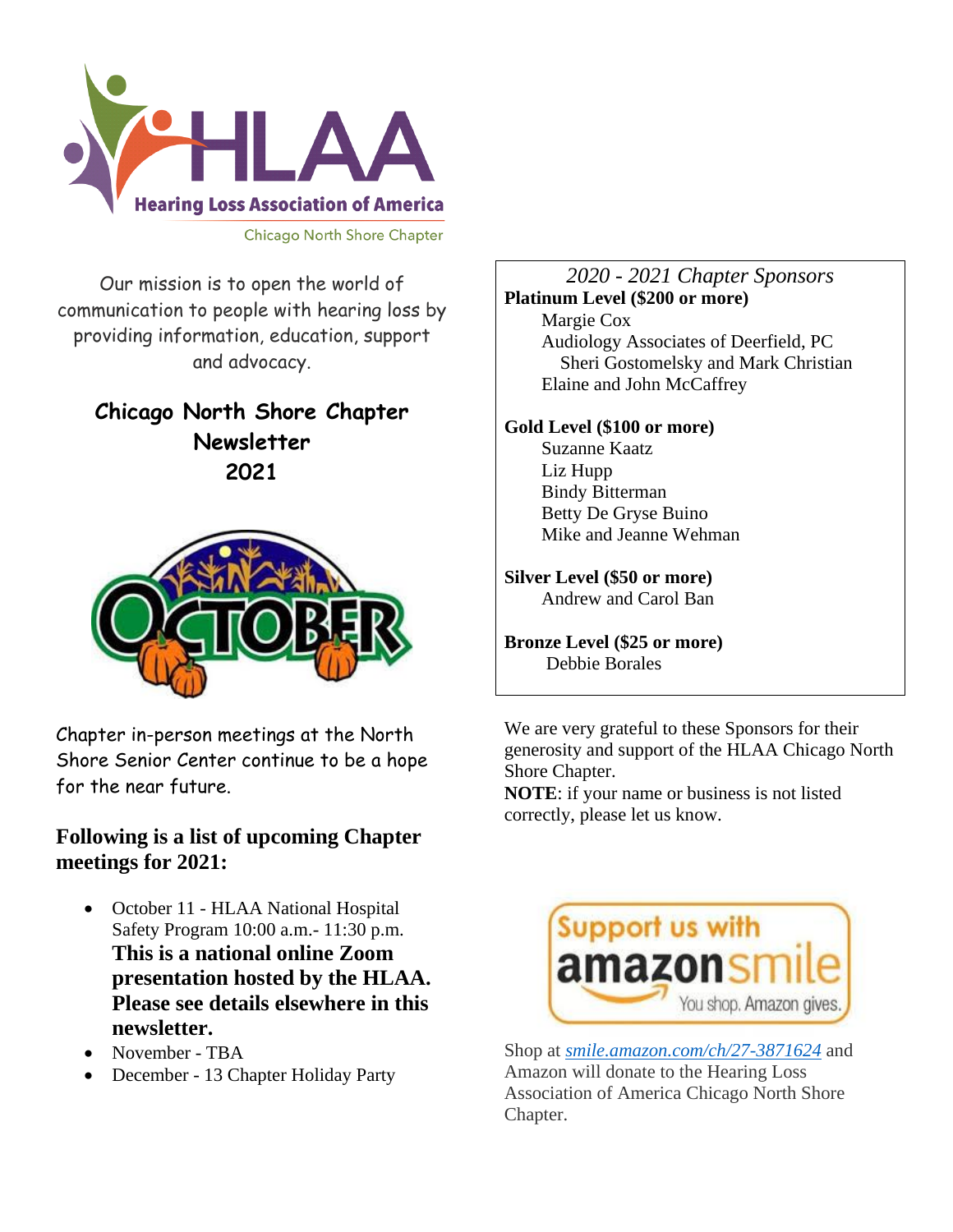Hearing Loss Association of America

Chicago North Shore Chapter

Our mission is to open the world of communication to people with hearing loss by providing information, education, support and advocacy.

## Chicago North Shore Chapter Newsletter 2021

Chapter in-person meetings at the North Shore Senior Center continue to be a hope for the near future.

### Following is a list of upcoming Chapter meetings for 2021:

- October 11 - HLAA National Hospital Safety Program 10:00 a.m.- 11:30 p.m. **This is a national online Zoom presentation hosted by the HLAA. Please see details elsewhere in this newsletter.**
- November - TBA
- December - 13 Chapter Holiday Party

*2020 - 2021 Chapter Sponsors*

**Platinum Level ($200 or more)**

Margie Cox
Audiology Associates of Deerfield, PC
Sheri Gostomelsky and Mark Christian
Elaine and John McCaffrey

**Gold Level ($100 or more)**

Suzanne Kaatz
Liz Hupp
Bindy Bitterman
Betty De Gryse Buino
Mike and Jeanne Wehman

**Silver Level ($50 or more)**

Andrew and Carol Ban

**Bronze Level ($25 or more)**

Debbie Borales

We are very grateful to these Sponsors for their generosity and support of the HLAA Chicago North Shore Chapter.

**NOTE**: if your name or business is not listed correctly, please let us know.

Support us with amazonsmile. You shop. Amazon gives.

Shop at *smile.amazon.com/ch/27-3871624* and Amazon will donate to the Hearing Loss Association of America Chicago North Shore Chapter.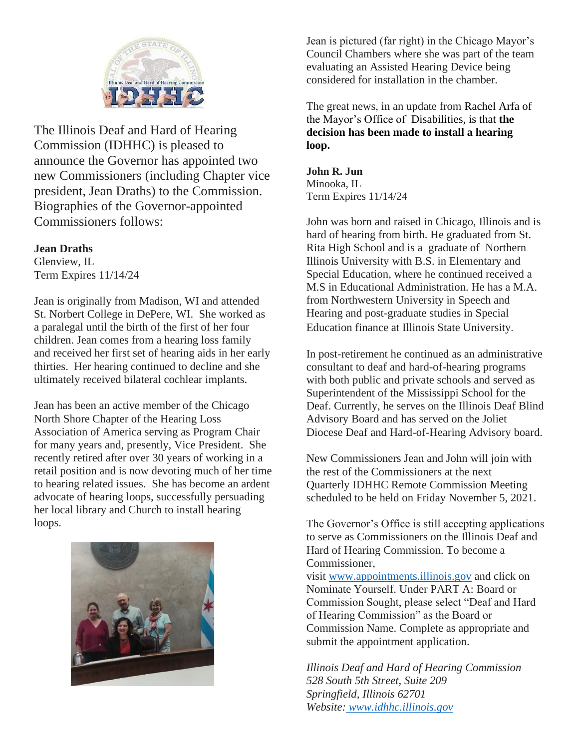The Illinois Deaf and Hard of Hearing Commission (IDHHC) is pleased to announce the Governor has appointed two new Commissioners (including Chapter vice president, Jean Draths) to the Commission. Biographies of the Governor-appointed Commissioners follows:

**Jean Draths**
Glenview, IL
Term Expires 11/14/24

Jean is originally from Madison, WI and attended St. Norbert College in DePere, WI. She worked as a paralegal until the birth of the first of her four children. Jean comes from a hearing loss family and received her first set of hearing aids in her early thirties. Her hearing continued to decline and she ultimately received bilateral cochlear implants.

Jean has been an active member of the Chicago North Shore Chapter of the Hearing Loss Association of America serving as Program Chair for many years and, presently, Vice President. She recently retired after over 30 years of working in a retail position and is now devoting much of her time to hearing related issues. She has become an ardent advocate of hearing loops, successfully persuading her local library and Church to install hearing loops.

Jean is pictured (far right) in the Chicago Mayor's Council Chambers where she was part of the team evaluating an Assisted Hearing Device being considered for installation in the chamber.

The great news, in an update from Rachel Arfa of the Mayor's Office of Disabilities, is that **the decision has been made to install a hearing loop.**

**John R. Jun**
Minooka, IL
Term Expires 11/14/24

John was born and raised in Chicago, Illinois and is hard of hearing from birth. He graduated from St. Rita High School and is a graduate of Northern Illinois University with B.S. in Elementary and Special Education, where he continued received a M.S in Educational Administration. He has a M.A. from Northwestern University in Speech and Hearing and post-graduate studies in Special Education finance at Illinois State University.

In post-retirement he continued as an administrative consultant to deaf and hard-of-hearing programs with both public and private schools and served as Superintendent of the Mississippi School for the Deaf. Currently, he serves on the Illinois Deaf Blind Advisory Board and has served on the Joliet Diocese Deaf and Hard-of-Hearing Advisory board.

New Commissioners Jean and John will join with the rest of the Commissioners at the next Quarterly IDHHC Remote Commission Meeting scheduled to be held on Friday November 5, 2021.

The Governor's Office is still accepting applications to serve as Commissioners on the Illinois Deaf and Hard of Hearing Commission. To become a Commissioner, visit www.appointments.illinois.gov and click on Nominate Yourself. Under PART A: Board or Commission Sought, please select "Deaf and Hard of Hearing Commission" as the Board or Commission Name. Complete as appropriate and submit the appointment application.

*Illinois Deaf and Hard of Hearing Commission*
*528 South 5th Street, Suite 209*
*Springfield, Illinois 62701*
*Website: www.idhhc.illinois.gov*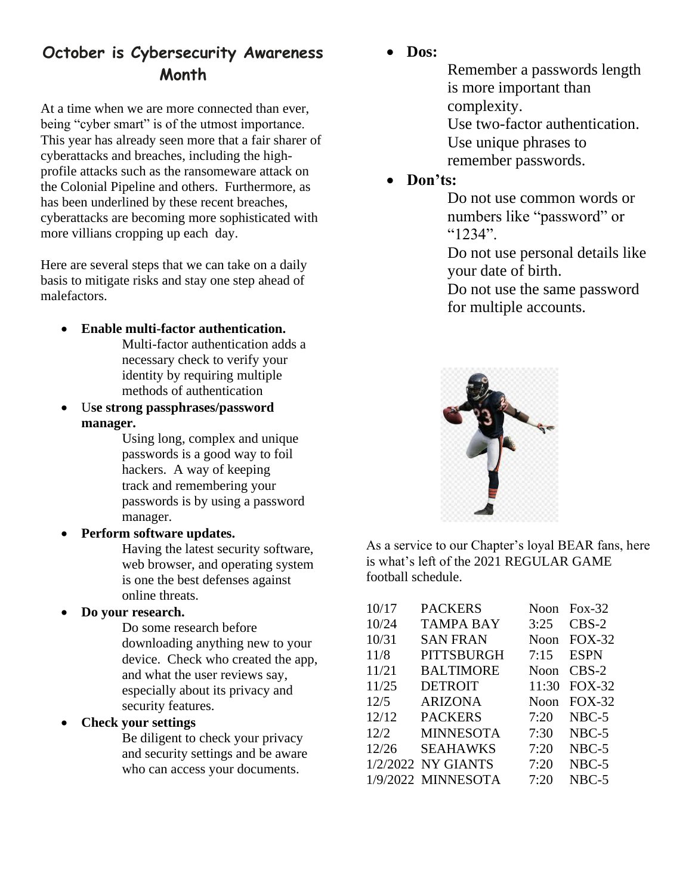## October is Cybersecurity Awareness Month

At a time when we are more connected than ever, being "cyber smart" is of the utmost importance. This year has already seen more that a fair sharer of cyberattacks and breaches, including the high-profile attacks such as the ransomeware attack on the Colonial Pipeline and others. Furthermore, as has been underlined by these recent breaches, cyberattacks are becoming more sophisticated with more villians cropping up each day.

Here are several steps that we can take on a daily basis to mitigate risks and stay one step ahead of malefactors.

- **Enable multi-factor authentication.**
  Multi-factor authentication adds a necessary check to verify your identity by requiring multiple methods of authentication
- U**se strong passphrases/password manager.**
  Using long, complex and unique passwords is a good way to foil hackers. A way of keeping track and remembering your passwords is by using a password manager.
- **Perform software updates.**
  Having the latest security software, web browser, and operating system is one the best defenses against online threats.
- **Do your research.**
  Do some research before downloading anything new to your device. Check who created the app, and what the user reviews say, especially about its privacy and security features.
- **Check your settings**
  Be diligent to check your privacy and security settings and be aware who can access your documents.

- **Dos:**
  Remember a passwords length is more important than complexity.
  Use two-factor authentication.
  Use unique phrases to remember passwords.
- **Don'ts:**
  Do not use common words or numbers like "password" or "1234".
  Do not use personal details like your date of birth.
  Do not use the same password for multiple accounts.

As a service to our Chapter's loyal BEAR fans, here is what's left of the 2021 REGULAR GAME football schedule.

| | | | |
|---|---|---|---|
| 10/17 | PACKERS | Noon | Fox-32 |
| 10/24 | TAMPA BAY | 3:25 | CBS-2 |
| 10/31 | SAN FRAN | Noon | FOX-32 |
| 11/8 | PITTSBURGH | 7:15 | ESPN |
| 11/21 | BALTIMORE | Noon | CBS-2 |
| 11/25 | DETROIT | 11:30 | FOX-32 |
| 12/5 | ARIZONA | Noon | FOX-32 |
| 12/12 | PACKERS | 7:20 | NBC-5 |
| 12/2 | MINNESOTA | 7:30 | NBC-5 |
| 12/26 | SEAHAWKS | 7:20 | NBC-5 |
| 1/2/2022 | NY GIANTS | 7:20 | NBC-5 |
| 1/9/2022 | MINNESOTA | 7:20 | NBC-5 |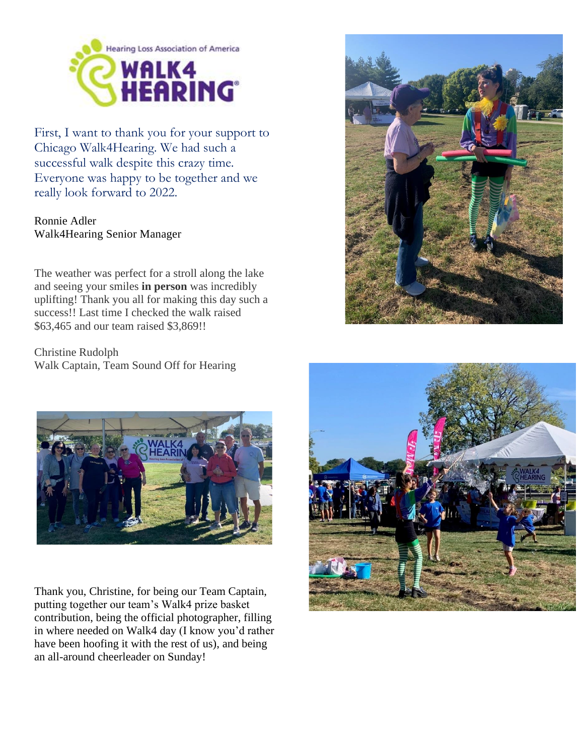First, I want to thank you for your support to Chicago Walk4Hearing. We had such a successful walk despite this crazy time. Everyone was happy to be together and we really look forward to 2022.

Ronnie Adler
Walk4Hearing Senior Manager

The weather was perfect for a stroll along the lake and seeing your smiles **in person** was incredibly uplifting! Thank you all for making this day such a success!! Last time I checked the walk raised $63,465 and our team raised $3,869!!

Christine Rudolph
Walk Captain, Team Sound Off for Hearing

Thank you, Christine, for being our Team Captain, putting together our team's Walk4 prize basket contribution, being the official photographer, filling in where needed on Walk4 day (I know you'd rather have been hoofing it with the rest of us), and being an all-around cheerleader on Sunday!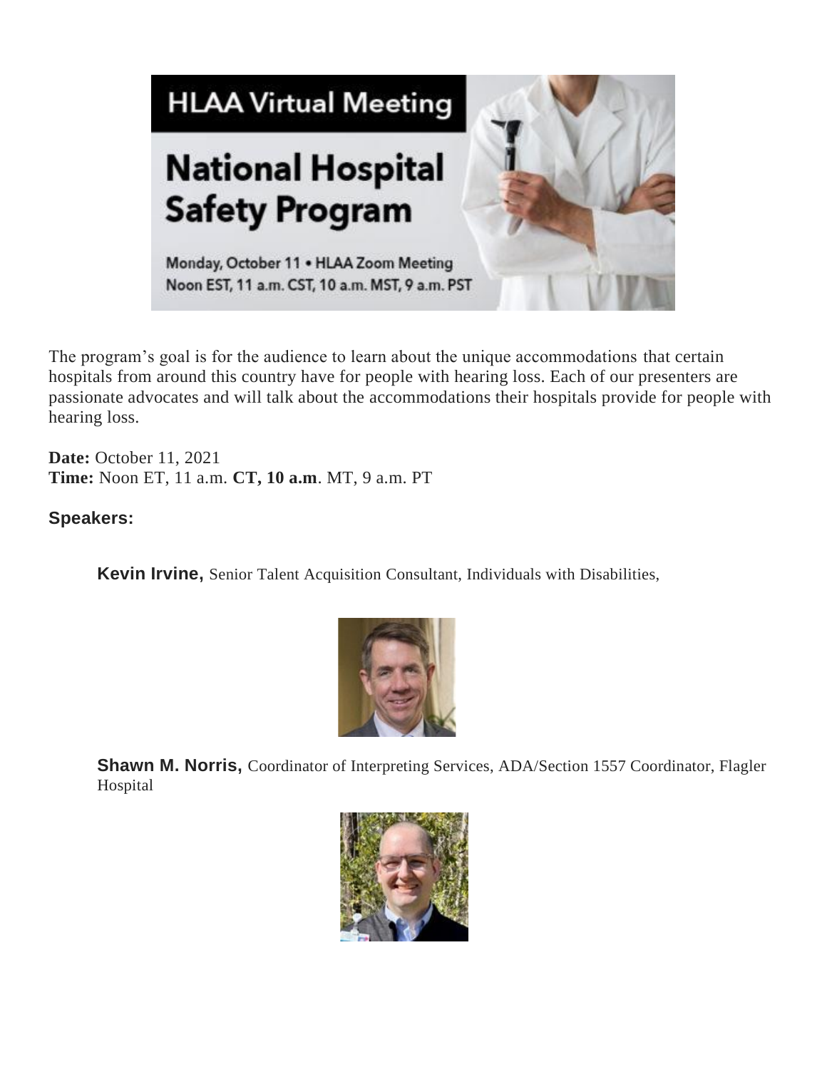HLAA Virtual Meeting

# National Hospital Safety Program

Monday, October 11 • HLAA Zoom Meeting
Noon EST, 11 a.m. CST, 10 a.m. MST, 9 a.m. PST

The program's goal is for the audience to learn about the unique accommodations that certain hospitals from around this country have for people with hearing loss. Each of our presenters are passionate advocates and will talk about the accommodations their hospitals provide for people with hearing loss.

**Date:** October 11, 2021
**Time:** Noon ET, 11 a.m. **CT, 10 a.m**. MT, 9 a.m. PT

### Speakers:

**Kevin Irvine,** Senior Talent Acquisition Consultant, Individuals with Disabilities,

**Shawn M. Norris,** Coordinator of Interpreting Services, ADA/Section 1557 Coordinator, Flagler Hospital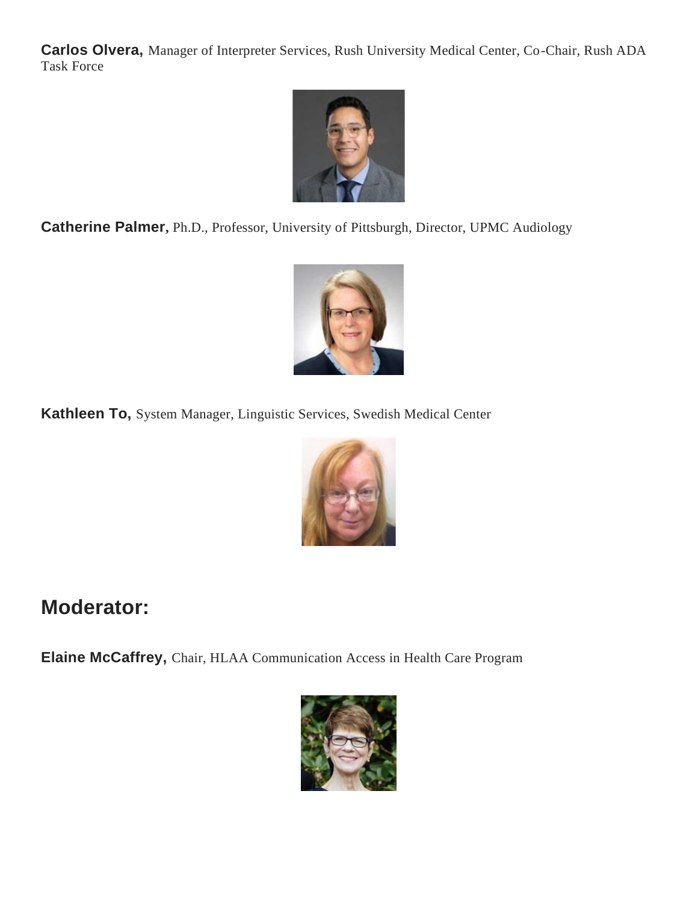**Carlos Olvera,** Manager of Interpreter Services, Rush University Medical Center, Co-Chair, Rush ADA Task Force

**Catherine Palmer,** Ph.D., Professor, University of Pittsburgh, Director, UPMC Audiology

**Kathleen To,** System Manager, Linguistic Services, Swedish Medical Center

## Moderator:

**Elaine McCaffrey,** Chair, HLAA Communication Access in Health Care Program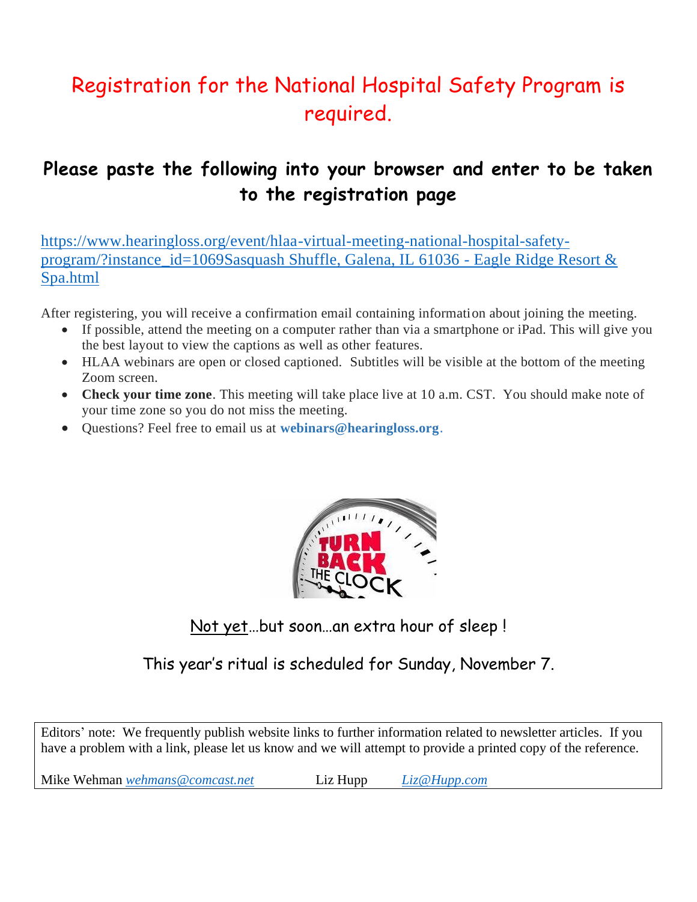# Registration for the National Hospital Safety Program is required.

## Please paste the following into your browser and enter to be taken to the registration page

https://www.hearingloss.org/event/hlaa-virtual-meeting-national-hospital-safety-program/?instance_id=1069Sasquash Shuffle, Galena, IL 61036 - Eagle Ridge Resort & Spa.html

After registering, you will receive a confirmation email containing information about joining the meeting.

- If possible, attend the meeting on a computer rather than via a smartphone or iPad. This will give you the best layout to view the captions as well as other features.
- HLAA webinars are open or closed captioned. Subtitles will be visible at the bottom of the meeting Zoom screen.
- **Check your time zone**. This meeting will take place live at 10 a.m. CST. You should make note of your time zone so you do not miss the meeting.
- Questions? Feel free to email us at **webinars@hearingloss.org**.

Not yet…but soon…an extra hour of sleep !

This year's ritual is scheduled for Sunday, November 7.

Editors' note: We frequently publish website links to further information related to newsletter articles. If you have a problem with a link, please let us know and we will attempt to provide a printed copy of the reference.

Mike Wehman *wehmans@comcast.net*  Liz Hupp *Liz@Hupp.com*